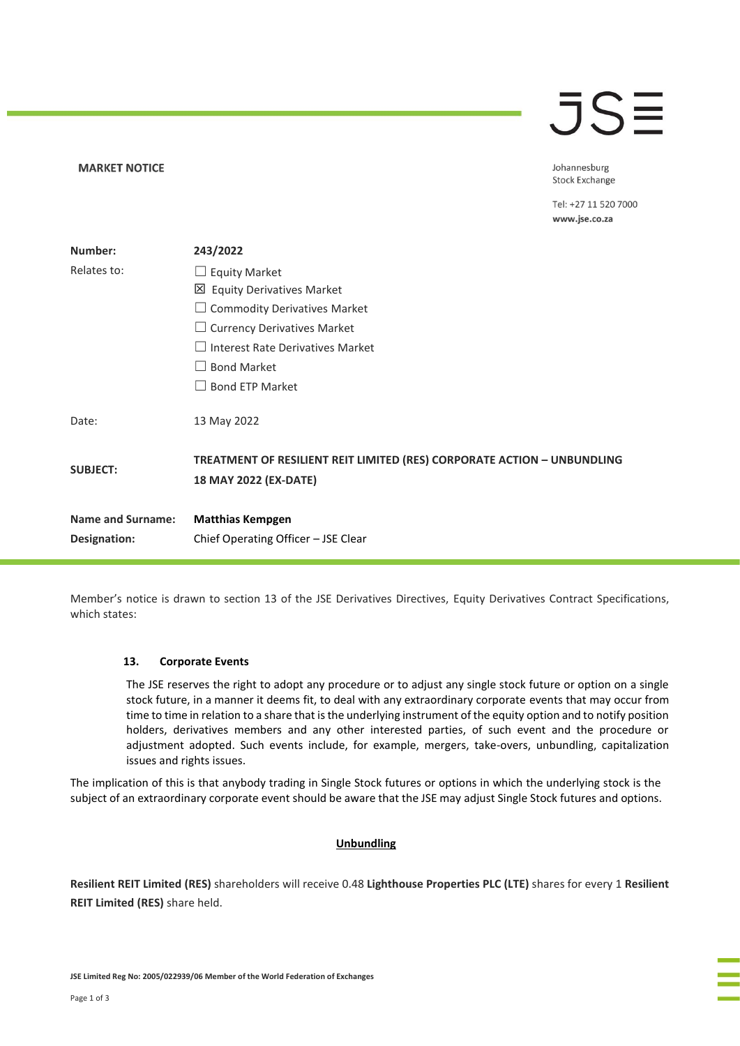**MARKET NOTICE**

Johannesburg
Stock Exchange

Tel: +27 11 520 7000
**www.jse.co.za**

| | |
|---|---|
| **Number:** | **243/2022** |
| Relates to: | ☐ Equity Market<br>☒ Equity Derivatives Market<br>☐ Commodity Derivatives Market<br>☐ Currency Derivatives Market<br>☐ Interest Rate Derivatives Market<br>☐ Bond Market<br>☐ Bond ETP Market |
| Date: | 13 May 2022 |
| **SUBJECT:** | **TREATMENT OF RESILIENT REIT LIMITED (RES) CORPORATE ACTION – UNBUNDLING 18 MAY 2022 (EX-DATE)** |
| **Name and Surname:** | **Matthias Kempgen** |
| **Designation:** | Chief Operating Officer – JSE Clear |

Member's notice is drawn to section 13 of the JSE Derivatives Directives, Equity Derivatives Contract Specifications, which states:

> **13. Corporate Events**
>
> The JSE reserves the right to adopt any procedure or to adjust any single stock future or option on a single stock future, in a manner it deems fit, to deal with any extraordinary corporate events that may occur from time to time in relation to a share that is the underlying instrument of the equity option and to notify position holders, derivatives members and any other interested parties, of such event and the procedure or adjustment adopted. Such events include, for example, mergers, take-overs, unbundling, capitalization issues and rights issues.

The implication of this is that anybody trading in Single Stock futures or options in which the underlying stock is the subject of an extraordinary corporate event should be aware that the JSE may adjust Single Stock futures and options.

**Unbundling**

**Resilient REIT Limited (RES)** shareholders will receive 0.48 **Lighthouse Properties PLC (LTE)** shares for every 1 **Resilient REIT Limited (RES)** share held.

**JSE Limited Reg No: 2005/022939/06 Member of the World Federation of Exchanges**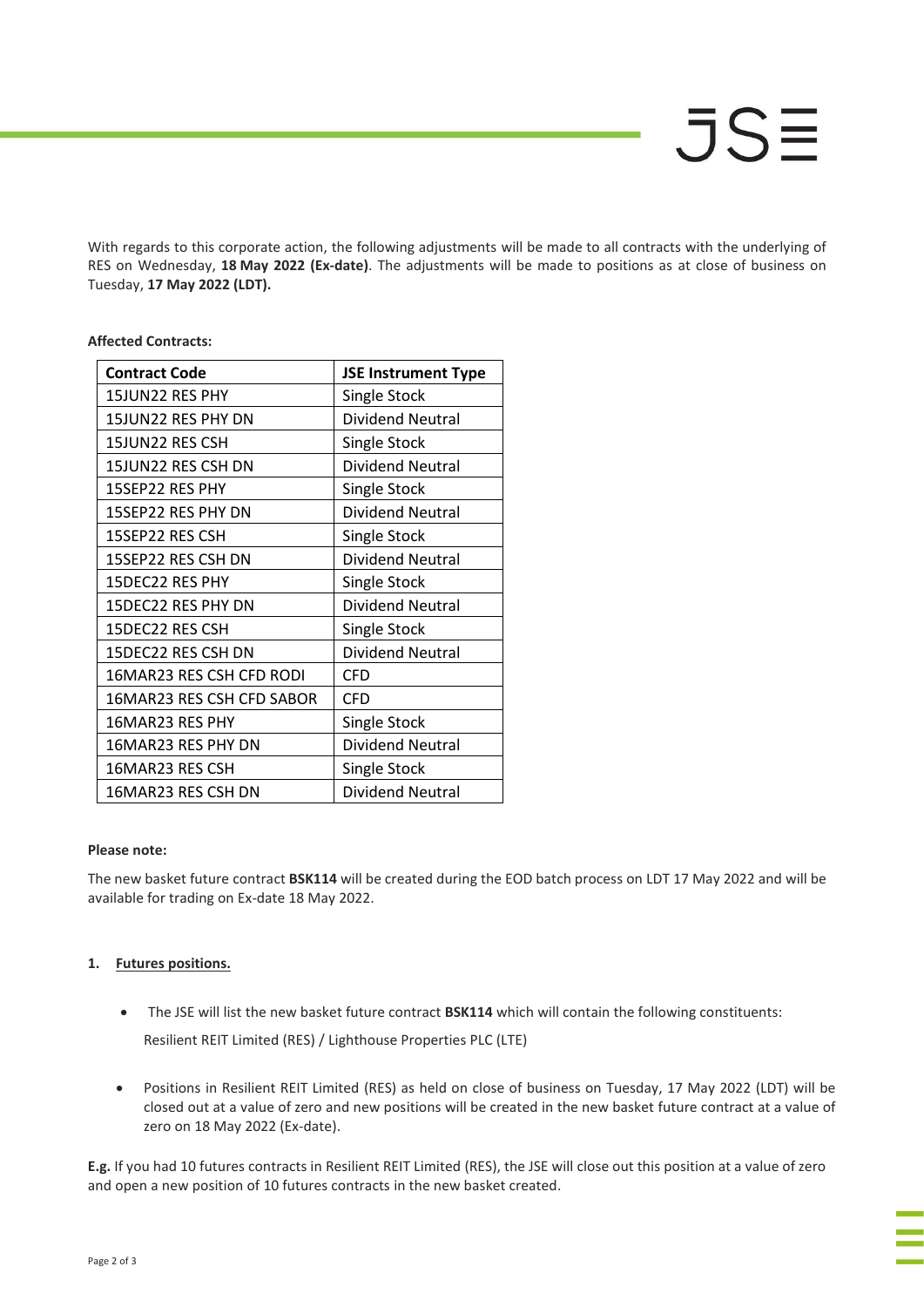With regards to this corporate action, the following adjustments will be made to all contracts with the underlying of RES on Wednesday, **18 May 2022 (Ex-date)**. The adjustments will be made to positions as at close of business on Tuesday, **17 May 2022 (LDT).**

**Affected Contracts:**

| Contract Code | JSE Instrument Type |
|---|---|
| 15JUN22 RES PHY | Single Stock |
| 15JUN22 RES PHY DN | Dividend Neutral |
| 15JUN22 RES CSH | Single Stock |
| 15JUN22 RES CSH DN | Dividend Neutral |
| 15SEP22 RES PHY | Single Stock |
| 15SEP22 RES PHY DN | Dividend Neutral |
| 15SEP22 RES CSH | Single Stock |
| 15SEP22 RES CSH DN | Dividend Neutral |
| 15DEC22 RES PHY | Single Stock |
| 15DEC22 RES PHY DN | Dividend Neutral |
| 15DEC22 RES CSH | Single Stock |
| 15DEC22 RES CSH DN | Dividend Neutral |
| 16MAR23 RES CSH CFD RODI | CFD |
| 16MAR23 RES CSH CFD SABOR | CFD |
| 16MAR23 RES PHY | Single Stock |
| 16MAR23 RES PHY DN | Dividend Neutral |
| 16MAR23 RES CSH | Single Stock |
| 16MAR23 RES CSH DN | Dividend Neutral |

**Please note:**

The new basket future contract **BSK114** will be created during the EOD batch process on LDT 17 May 2022 and will be available for trading on Ex-date 18 May 2022.

1. **Futures positions.**

- The JSE will list the new basket future contract **BSK114** which will contain the following constituents:

  Resilient REIT Limited (RES) / Lighthouse Properties PLC (LTE)

- Positions in Resilient REIT Limited (RES) as held on close of business on Tuesday, 17 May 2022 (LDT) will be closed out at a value of zero and new positions will be created in the new basket future contract at a value of zero on 18 May 2022 (Ex-date).

**E.g.** If you had 10 futures contracts in Resilient REIT Limited (RES), the JSE will close out this position at a value of zero and open a new position of 10 futures contracts in the new basket created.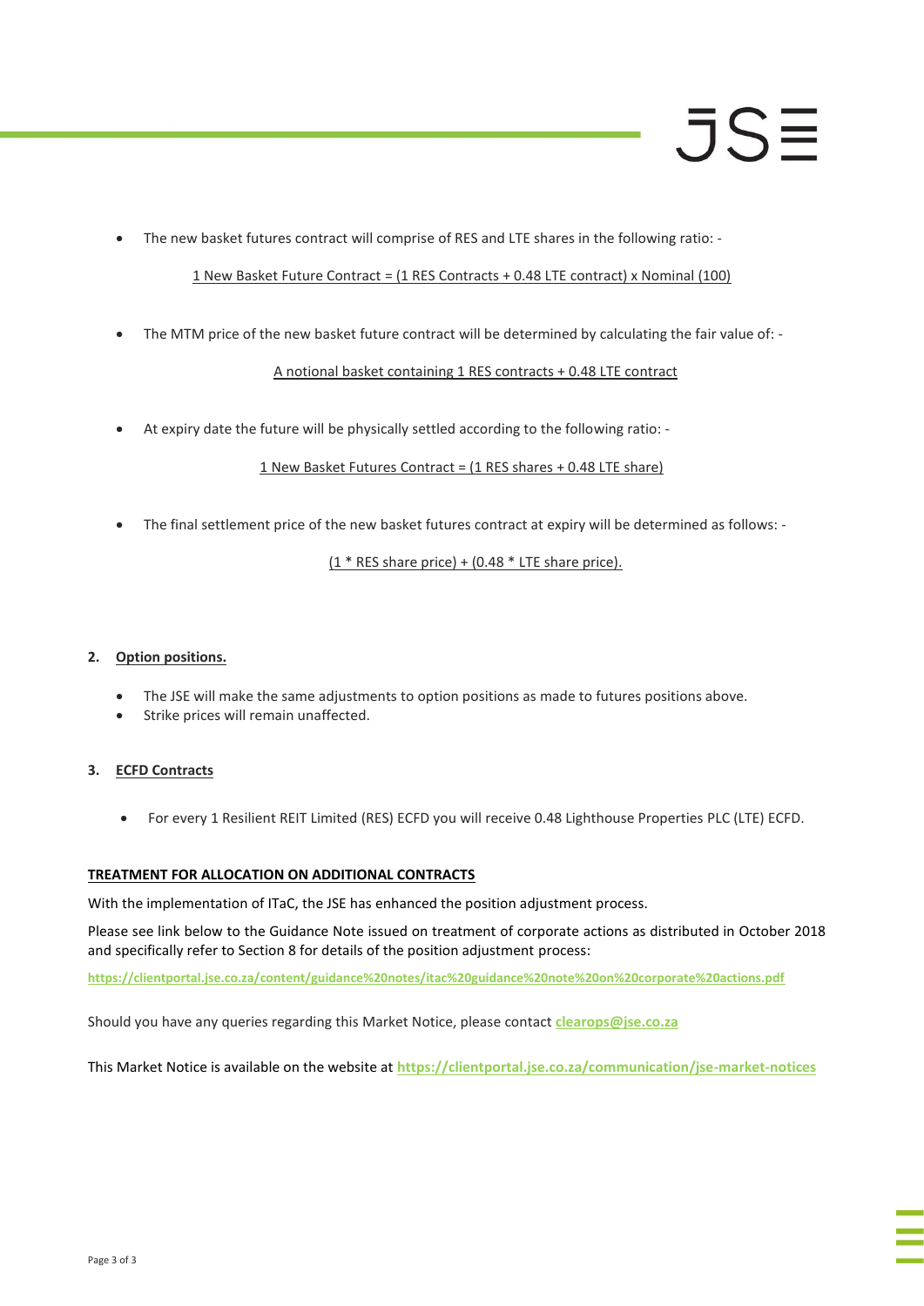- The new basket futures contract will comprise of RES and LTE shares in the following ratio: -

  1 New Basket Future Contract = (1 RES Contracts + 0.48 LTE contract) x Nominal (100)

- The MTM price of the new basket future contract will be determined by calculating the fair value of: -

  A notional basket containing 1 RES contracts + 0.48 LTE contract

- At expiry date the future will be physically settled according to the following ratio: -

  1 New Basket Futures Contract = (1 RES shares + 0.48 LTE share)

- The final settlement price of the new basket futures contract at expiry will be determined as follows: -

  (1 * RES share price) + (0.48 * LTE share price).

**2. Option positions.**

- The JSE will make the same adjustments to option positions as made to futures positions above.
- Strike prices will remain unaffected.

**3. ECFD Contracts**

- For every 1 Resilient REIT Limited (RES) ECFD you will receive 0.48 Lighthouse Properties PLC (LTE) ECFD.

**TREATMENT FOR ALLOCATION ON ADDITIONAL CONTRACTS**

With the implementation of ITaC, the JSE has enhanced the position adjustment process.

Please see link below to the Guidance Note issued on treatment of corporate actions as distributed in October 2018 and specifically refer to Section 8 for details of the position adjustment process:

**https://clientportal.jse.co.za/content/guidance%20notes/itac%20guidance%20note%20on%20corporate%20actions.pdf**

Should you have any queries regarding this Market Notice, please contact **clearops@jse.co.za**

This Market Notice is available on the website at **https://clientportal.jse.co.za/communication/jse-market-notices**